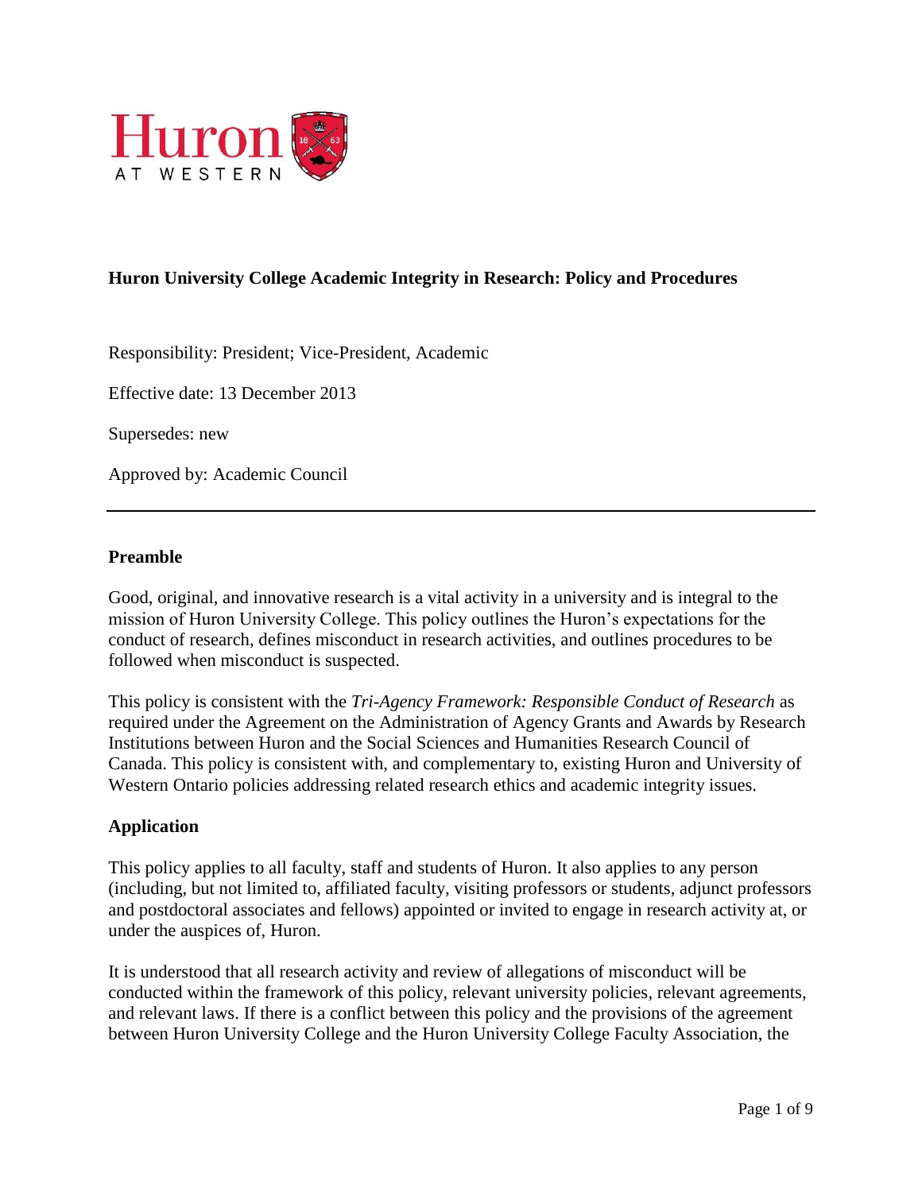# Huron University College Academic Integrity in Research: Policy and Procedures

Responsibility: President; Vice-President, Academic

Effective date: 13 December 2013

Supersedes: new

Approved by: Academic Council

---

## Preamble

Good, original, and innovative research is a vital activity in a university and is integral to the mission of Huron University College. This policy outlines the Huron's expectations for the conduct of research, defines misconduct in research activities, and outlines procedures to be followed when misconduct is suspected.

This policy is consistent with the *Tri-Agency Framework: Responsible Conduct of Research* as required under the Agreement on the Administration of Agency Grants and Awards by Research Institutions between Huron and the Social Sciences and Humanities Research Council of Canada. This policy is consistent with, and complementary to, existing Huron and University of Western Ontario policies addressing related research ethics and academic integrity issues.

## Application

This policy applies to all faculty, staff and students of Huron. It also applies to any person (including, but not limited to, affiliated faculty, visiting professors or students, adjunct professors and postdoctoral associates and fellows) appointed or invited to engage in research activity at, or under the auspices of, Huron.

It is understood that all research activity and review of allegations of misconduct will be conducted within the framework of this policy, relevant university policies, relevant agreements, and relevant laws. If there is a conflict between this policy and the provisions of the agreement between Huron University College and the Huron University College Faculty Association, the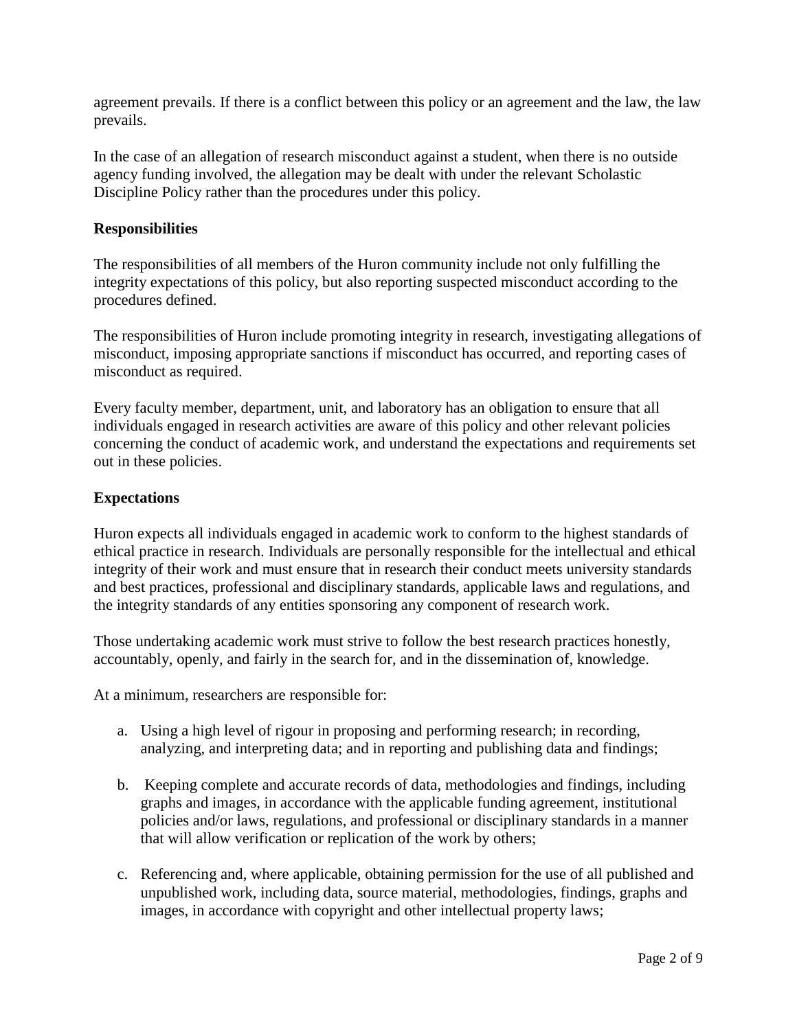agreement prevails. If there is a conflict between this policy or an agreement and the law, the law prevails.

In the case of an allegation of research misconduct against a student, when there is no outside agency funding involved, the allegation may be dealt with under the relevant Scholastic Discipline Policy rather than the procedures under this policy.

**Responsibilities**

The responsibilities of all members of the Huron community include not only fulfilling the integrity expectations of this policy, but also reporting suspected misconduct according to the procedures defined.

The responsibilities of Huron include promoting integrity in research, investigating allegations of misconduct, imposing appropriate sanctions if misconduct has occurred, and reporting cases of misconduct as required.

Every faculty member, department, unit, and laboratory has an obligation to ensure that all individuals engaged in research activities are aware of this policy and other relevant policies concerning the conduct of academic work, and understand the expectations and requirements set out in these policies.

**Expectations**

Huron expects all individuals engaged in academic work to conform to the highest standards of ethical practice in research. Individuals are personally responsible for the intellectual and ethical integrity of their work and must ensure that in research their conduct meets university standards and best practices, professional and disciplinary standards, applicable laws and regulations, and the integrity standards of any entities sponsoring any component of research work.

Those undertaking academic work must strive to follow the best research practices honestly, accountably, openly, and fairly in the search for, and in the dissemination of, knowledge.

At a minimum, researchers are responsible for:

a. Using a high level of rigour in proposing and performing research; in recording, analyzing, and interpreting data; and in reporting and publishing data and findings;

b. Keeping complete and accurate records of data, methodologies and findings, including graphs and images, in accordance with the applicable funding agreement, institutional policies and/or laws, regulations, and professional or disciplinary standards in a manner that will allow verification or replication of the work by others;

c. Referencing and, where applicable, obtaining permission for the use of all published and unpublished work, including data, source material, methodologies, findings, graphs and images, in accordance with copyright and other intellectual property laws;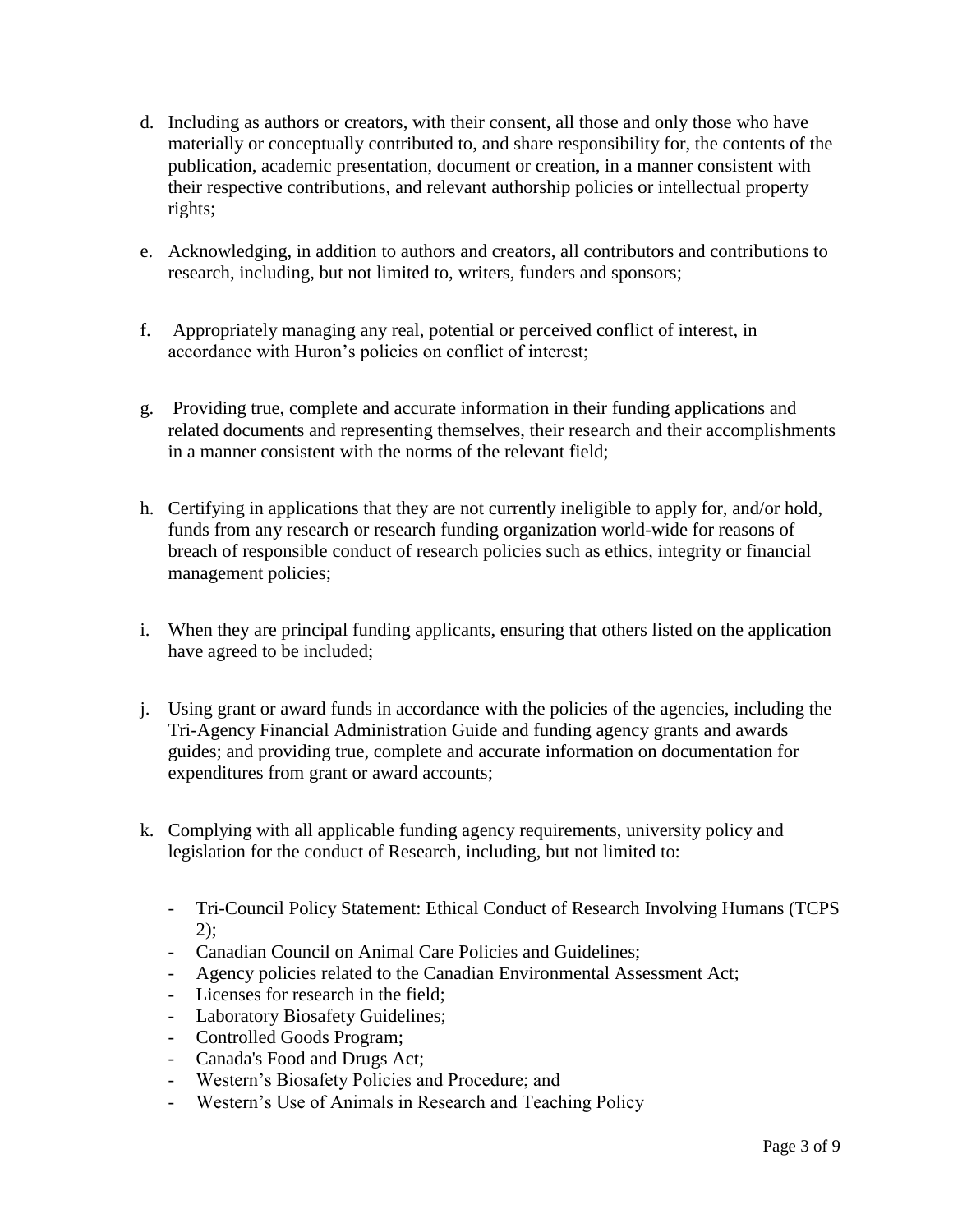d. Including as authors or creators, with their consent, all those and only those who have materially or conceptually contributed to, and share responsibility for, the contents of the publication, academic presentation, document or creation, in a manner consistent with their respective contributions, and relevant authorship policies or intellectual property rights;

e. Acknowledging, in addition to authors and creators, all contributors and contributions to research, including, but not limited to, writers, funders and sponsors;

f. Appropriately managing any real, potential or perceived conflict of interest, in accordance with Huron's policies on conflict of interest;

g. Providing true, complete and accurate information in their funding applications and related documents and representing themselves, their research and their accomplishments in a manner consistent with the norms of the relevant field;

h. Certifying in applications that they are not currently ineligible to apply for, and/or hold, funds from any research or research funding organization world-wide for reasons of breach of responsible conduct of research policies such as ethics, integrity or financial management policies;

i. When they are principal funding applicants, ensuring that others listed on the application have agreed to be included;

j. Using grant or award funds in accordance with the policies of the agencies, including the Tri-Agency Financial Administration Guide and funding agency grants and awards guides; and providing true, complete and accurate information on documentation for expenditures from grant or award accounts;

k. Complying with all applicable funding agency requirements, university policy and legislation for the conduct of Research, including, but not limited to:

   - Tri-Council Policy Statement: Ethical Conduct of Research Involving Humans (TCPS 2);
   - Canadian Council on Animal Care Policies and Guidelines;
   - Agency policies related to the Canadian Environmental Assessment Act;
   - Licenses for research in the field;
   - Laboratory Biosafety Guidelines;
   - Controlled Goods Program;
   - Canada's Food and Drugs Act;
   - Western's Biosafety Policies and Procedure; and
   - Western's Use of Animals in Research and Teaching Policy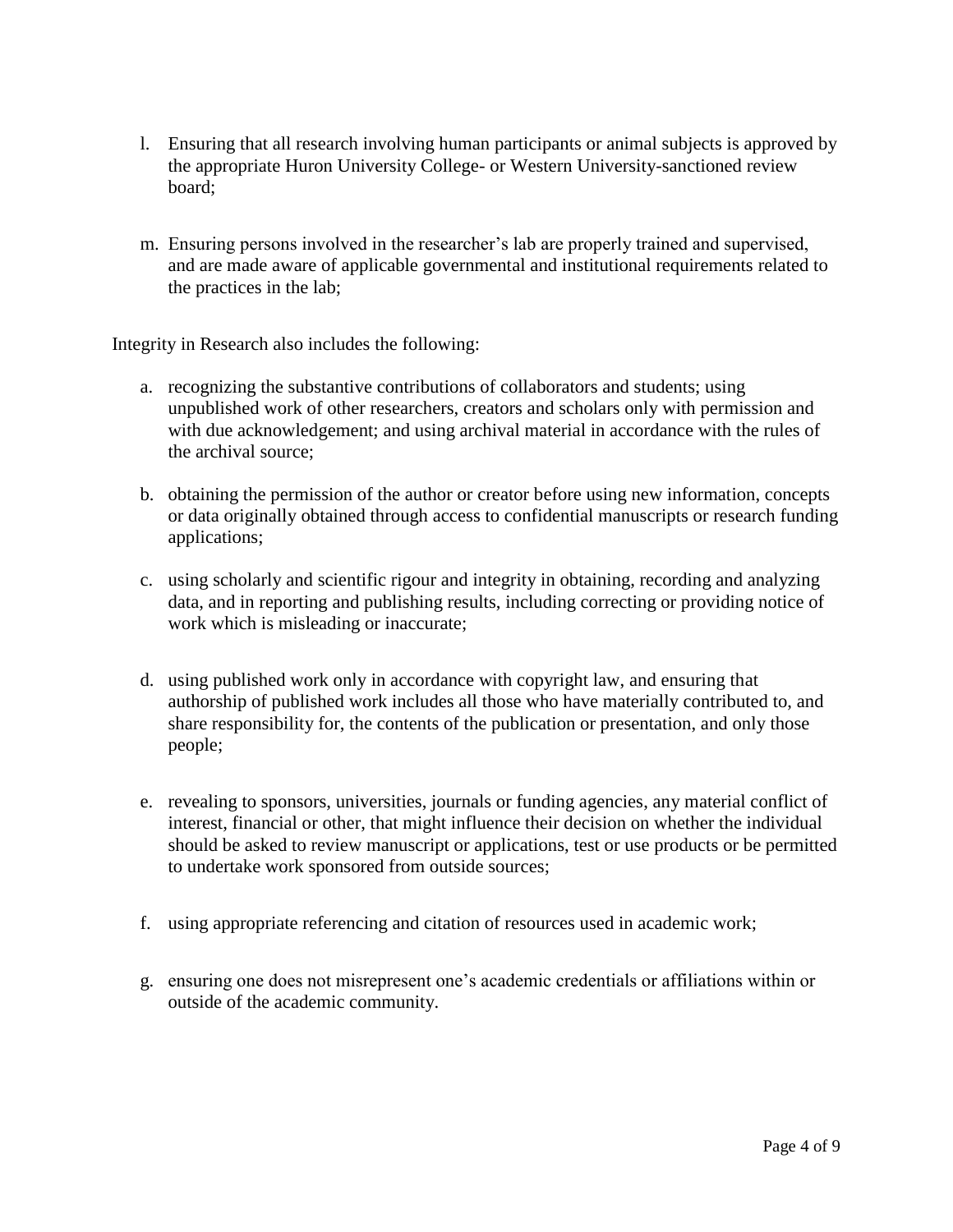l. Ensuring that all research involving human participants or animal subjects is approved by the appropriate Huron University College- or Western University-sanctioned review board;

m. Ensuring persons involved in the researcher's lab are properly trained and supervised, and are made aware of applicable governmental and institutional requirements related to the practices in the lab;

Integrity in Research also includes the following:

a. recognizing the substantive contributions of collaborators and students; using unpublished work of other researchers, creators and scholars only with permission and with due acknowledgement; and using archival material in accordance with the rules of the archival source;

b. obtaining the permission of the author or creator before using new information, concepts or data originally obtained through access to confidential manuscripts or research funding applications;

c. using scholarly and scientific rigour and integrity in obtaining, recording and analyzing data, and in reporting and publishing results, including correcting or providing notice of work which is misleading or inaccurate;

d. using published work only in accordance with copyright law, and ensuring that authorship of published work includes all those who have materially contributed to, and share responsibility for, the contents of the publication or presentation, and only those people;

e. revealing to sponsors, universities, journals or funding agencies, any material conflict of interest, financial or other, that might influence their decision on whether the individual should be asked to review manuscript or applications, test or use products or be permitted to undertake work sponsored from outside sources;

f. using appropriate referencing and citation of resources used in academic work;

g. ensuring one does not misrepresent one's academic credentials or affiliations within or outside of the academic community.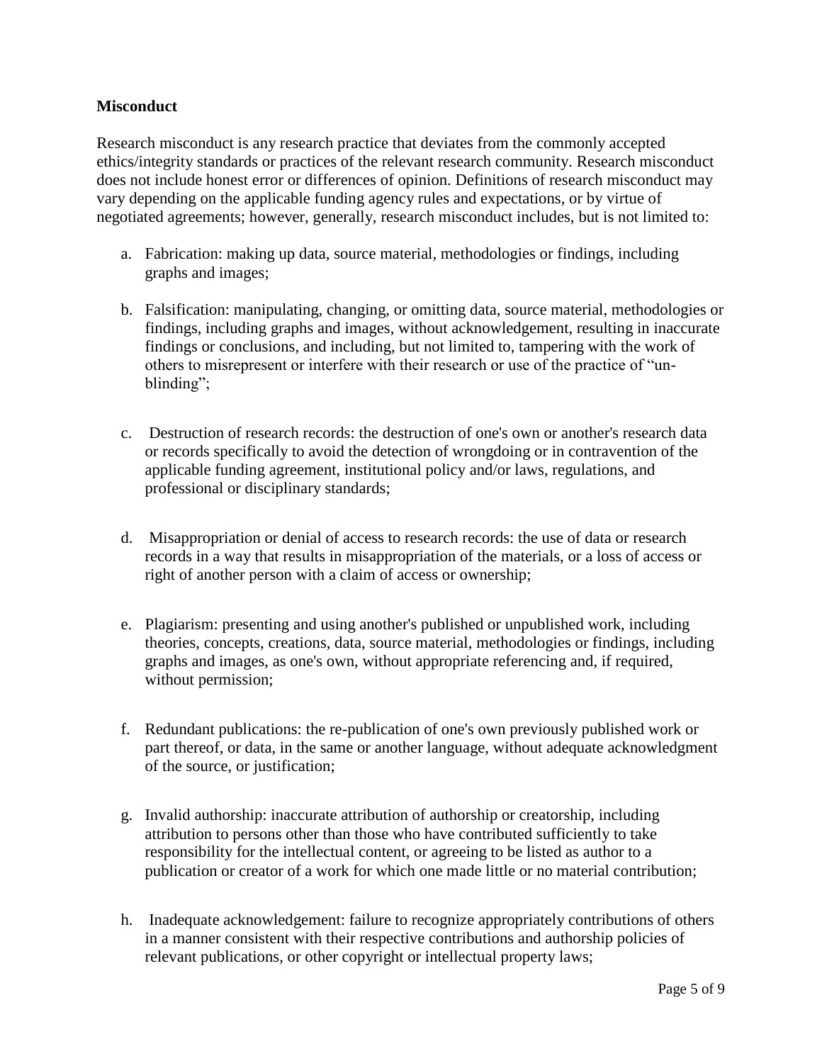**Misconduct**

Research misconduct is any research practice that deviates from the commonly accepted ethics/integrity standards or practices of the relevant research community. Research misconduct does not include honest error or differences of opinion. Definitions of research misconduct may vary depending on the applicable funding agency rules and expectations, or by virtue of negotiated agreements; however, generally, research misconduct includes, but is not limited to:

a. Fabrication: making up data, source material, methodologies or findings, including graphs and images;

b. Falsification: manipulating, changing, or omitting data, source material, methodologies or findings, including graphs and images, without acknowledgement, resulting in inaccurate findings or conclusions, and including, but not limited to, tampering with the work of others to misrepresent or interfere with their research or use of the practice of "un-blinding";

c. Destruction of research records: the destruction of one's own or another's research data or records specifically to avoid the detection of wrongdoing or in contravention of the applicable funding agreement, institutional policy and/or laws, regulations, and professional or disciplinary standards;

d. Misappropriation or denial of access to research records: the use of data or research records in a way that results in misappropriation of the materials, or a loss of access or right of another person with a claim of access or ownership;

e. Plagiarism: presenting and using another's published or unpublished work, including theories, concepts, creations, data, source material, methodologies or findings, including graphs and images, as one's own, without appropriate referencing and, if required, without permission;

f. Redundant publications: the re-publication of one's own previously published work or part thereof, or data, in the same or another language, without adequate acknowledgment of the source, or justification;

g. Invalid authorship: inaccurate attribution of authorship or creatorship, including attribution to persons other than those who have contributed sufficiently to take responsibility for the intellectual content, or agreeing to be listed as author to a publication or creator of a work for which one made little or no material contribution;

h. Inadequate acknowledgement: failure to recognize appropriately contributions of others in a manner consistent with their respective contributions and authorship policies of relevant publications, or other copyright or intellectual property laws;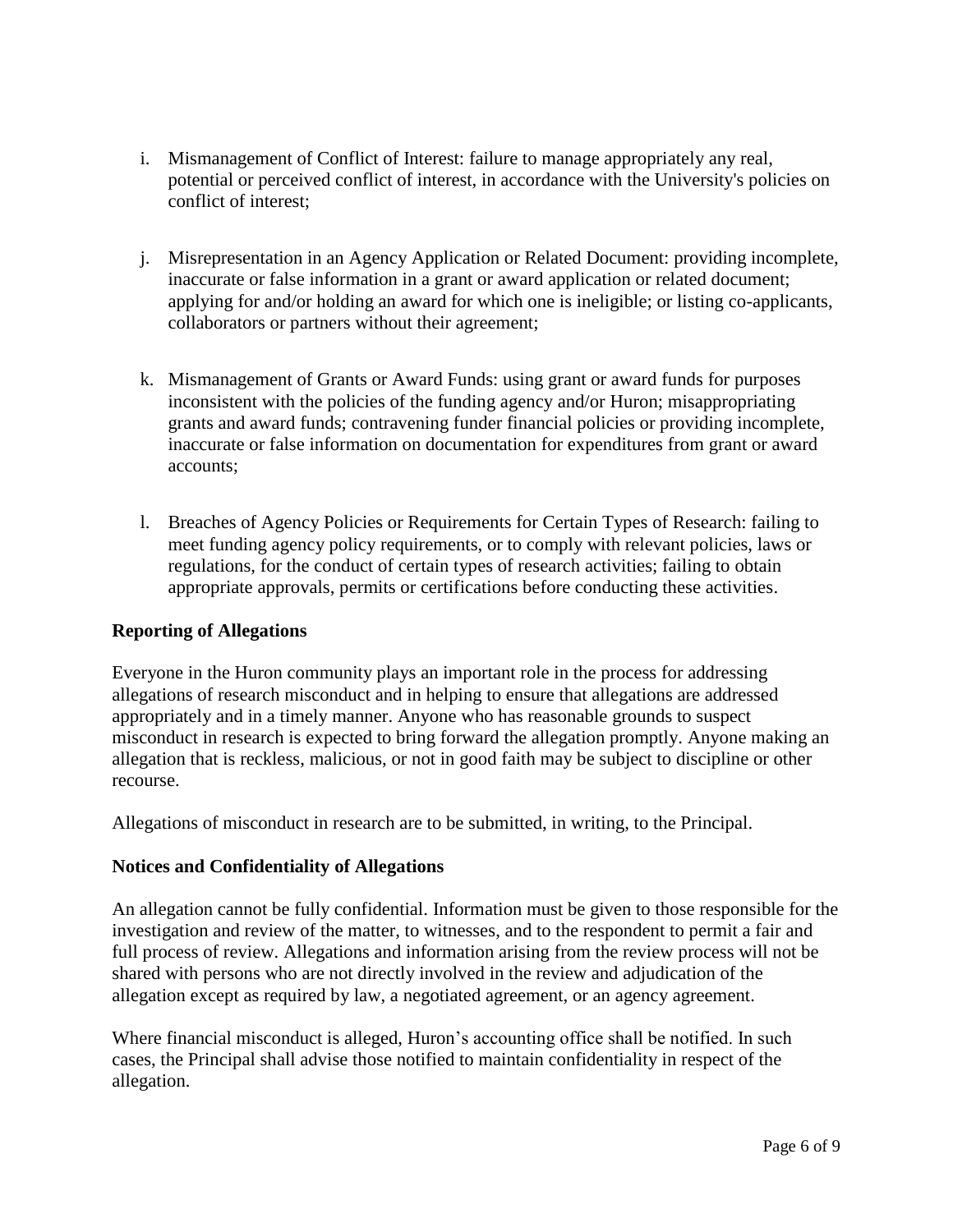i. Mismanagement of Conflict of Interest: failure to manage appropriately any real, potential or perceived conflict of interest, in accordance with the University's policies on conflict of interest;

j. Misrepresentation in an Agency Application or Related Document: providing incomplete, inaccurate or false information in a grant or award application or related document; applying for and/or holding an award for which one is ineligible; or listing co-applicants, collaborators or partners without their agreement;

k. Mismanagement of Grants or Award Funds: using grant or award funds for purposes inconsistent with the policies of the funding agency and/or Huron; misappropriating grants and award funds; contravening funder financial policies or providing incomplete, inaccurate or false information on documentation for expenditures from grant or award accounts;

l. Breaches of Agency Policies or Requirements for Certain Types of Research: failing to meet funding agency policy requirements, or to comply with relevant policies, laws or regulations, for the conduct of certain types of research activities; failing to obtain appropriate approvals, permits or certifications before conducting these activities.

**Reporting of Allegations**

Everyone in the Huron community plays an important role in the process for addressing allegations of research misconduct and in helping to ensure that allegations are addressed appropriately and in a timely manner. Anyone who has reasonable grounds to suspect misconduct in research is expected to bring forward the allegation promptly. Anyone making an allegation that is reckless, malicious, or not in good faith may be subject to discipline or other recourse.

Allegations of misconduct in research are to be submitted, in writing, to the Principal.

**Notices and Confidentiality of Allegations**

An allegation cannot be fully confidential. Information must be given to those responsible for the investigation and review of the matter, to witnesses, and to the respondent to permit a fair and full process of review. Allegations and information arising from the review process will not be shared with persons who are not directly involved in the review and adjudication of the allegation except as required by law, a negotiated agreement, or an agency agreement.

Where financial misconduct is alleged, Huron's accounting office shall be notified. In such cases, the Principal shall advise those notified to maintain confidentiality in respect of the allegation.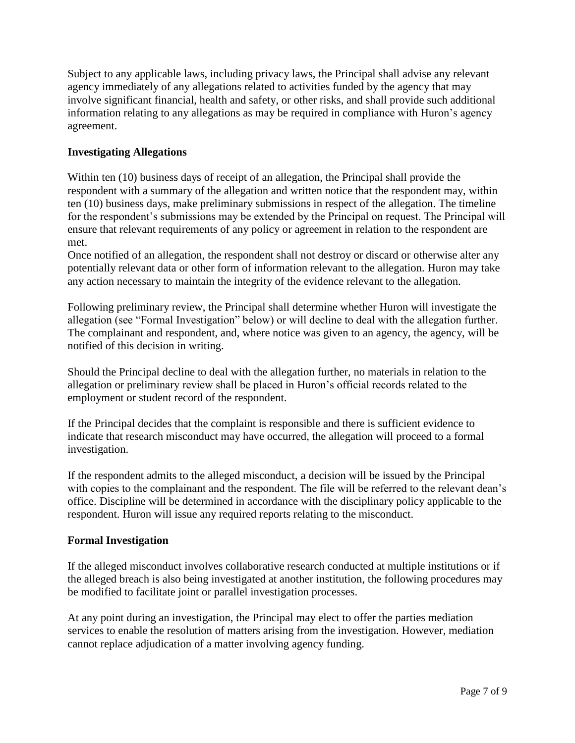Subject to any applicable laws, including privacy laws, the Principal shall advise any relevant agency immediately of any allegations related to activities funded by the agency that may involve significant financial, health and safety, or other risks, and shall provide such additional information relating to any allegations as may be required in compliance with Huron's agency agreement.

**Investigating Allegations**

Within ten (10) business days of receipt of an allegation, the Principal shall provide the respondent with a summary of the allegation and written notice that the respondent may, within ten (10) business days, make preliminary submissions in respect of the allegation. The timeline for the respondent's submissions may be extended by the Principal on request. The Principal will ensure that relevant requirements of any policy or agreement in relation to the respondent are met.
Once notified of an allegation, the respondent shall not destroy or discard or otherwise alter any potentially relevant data or other form of information relevant to the allegation. Huron may take any action necessary to maintain the integrity of the evidence relevant to the allegation.

Following preliminary review, the Principal shall determine whether Huron will investigate the allegation (see "Formal Investigation" below) or will decline to deal with the allegation further. The complainant and respondent, and, where notice was given to an agency, the agency, will be notified of this decision in writing.

Should the Principal decline to deal with the allegation further, no materials in relation to the allegation or preliminary review shall be placed in Huron's official records related to the employment or student record of the respondent.

If the Principal decides that the complaint is responsible and there is sufficient evidence to indicate that research misconduct may have occurred, the allegation will proceed to a formal investigation.

If the respondent admits to the alleged misconduct, a decision will be issued by the Principal with copies to the complainant and the respondent. The file will be referred to the relevant dean's office. Discipline will be determined in accordance with the disciplinary policy applicable to the respondent. Huron will issue any required reports relating to the misconduct.

**Formal Investigation**

If the alleged misconduct involves collaborative research conducted at multiple institutions or if the alleged breach is also being investigated at another institution, the following procedures may be modified to facilitate joint or parallel investigation processes.

At any point during an investigation, the Principal may elect to offer the parties mediation services to enable the resolution of matters arising from the investigation. However, mediation cannot replace adjudication of a matter involving agency funding.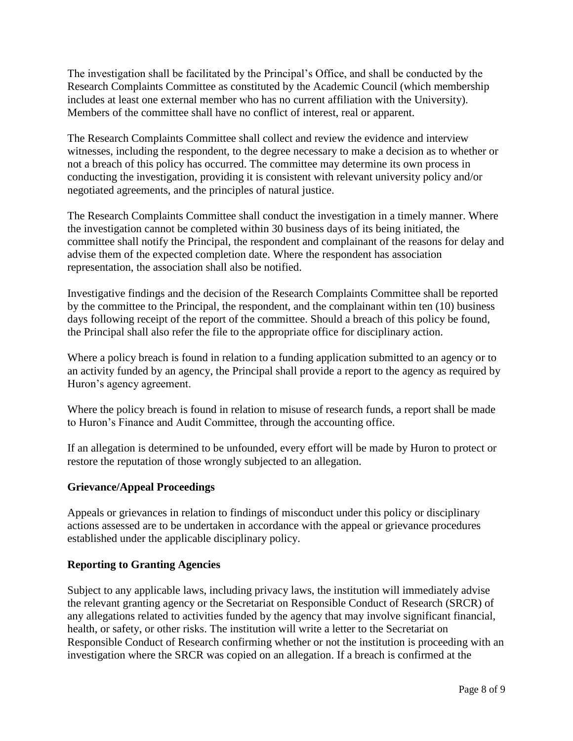The investigation shall be facilitated by the Principal's Office, and shall be conducted by the Research Complaints Committee as constituted by the Academic Council (which membership includes at least one external member who has no current affiliation with the University). Members of the committee shall have no conflict of interest, real or apparent.

The Research Complaints Committee shall collect and review the evidence and interview witnesses, including the respondent, to the degree necessary to make a decision as to whether or not a breach of this policy has occurred. The committee may determine its own process in conducting the investigation, providing it is consistent with relevant university policy and/or negotiated agreements, and the principles of natural justice.

The Research Complaints Committee shall conduct the investigation in a timely manner. Where the investigation cannot be completed within 30 business days of its being initiated, the committee shall notify the Principal, the respondent and complainant of the reasons for delay and advise them of the expected completion date. Where the respondent has association representation, the association shall also be notified.

Investigative findings and the decision of the Research Complaints Committee shall be reported by the committee to the Principal, the respondent, and the complainant within ten (10) business days following receipt of the report of the committee. Should a breach of this policy be found, the Principal shall also refer the file to the appropriate office for disciplinary action.

Where a policy breach is found in relation to a funding application submitted to an agency or to an activity funded by an agency, the Principal shall provide a report to the agency as required by Huron's agency agreement.

Where the policy breach is found in relation to misuse of research funds, a report shall be made to Huron's Finance and Audit Committee, through the accounting office.

If an allegation is determined to be unfounded, every effort will be made by Huron to protect or restore the reputation of those wrongly subjected to an allegation.

### Grievance/Appeal Proceedings

Appeals or grievances in relation to findings of misconduct under this policy or disciplinary actions assessed are to be undertaken in accordance with the appeal or grievance procedures established under the applicable disciplinary policy.

### Reporting to Granting Agencies

Subject to any applicable laws, including privacy laws, the institution will immediately advise the relevant granting agency or the Secretariat on Responsible Conduct of Research (SRCR) of any allegations related to activities funded by the agency that may involve significant financial, health, or safety, or other risks. The institution will write a letter to the Secretariat on Responsible Conduct of Research confirming whether or not the institution is proceeding with an investigation where the SRCR was copied on an allegation. If a breach is confirmed at the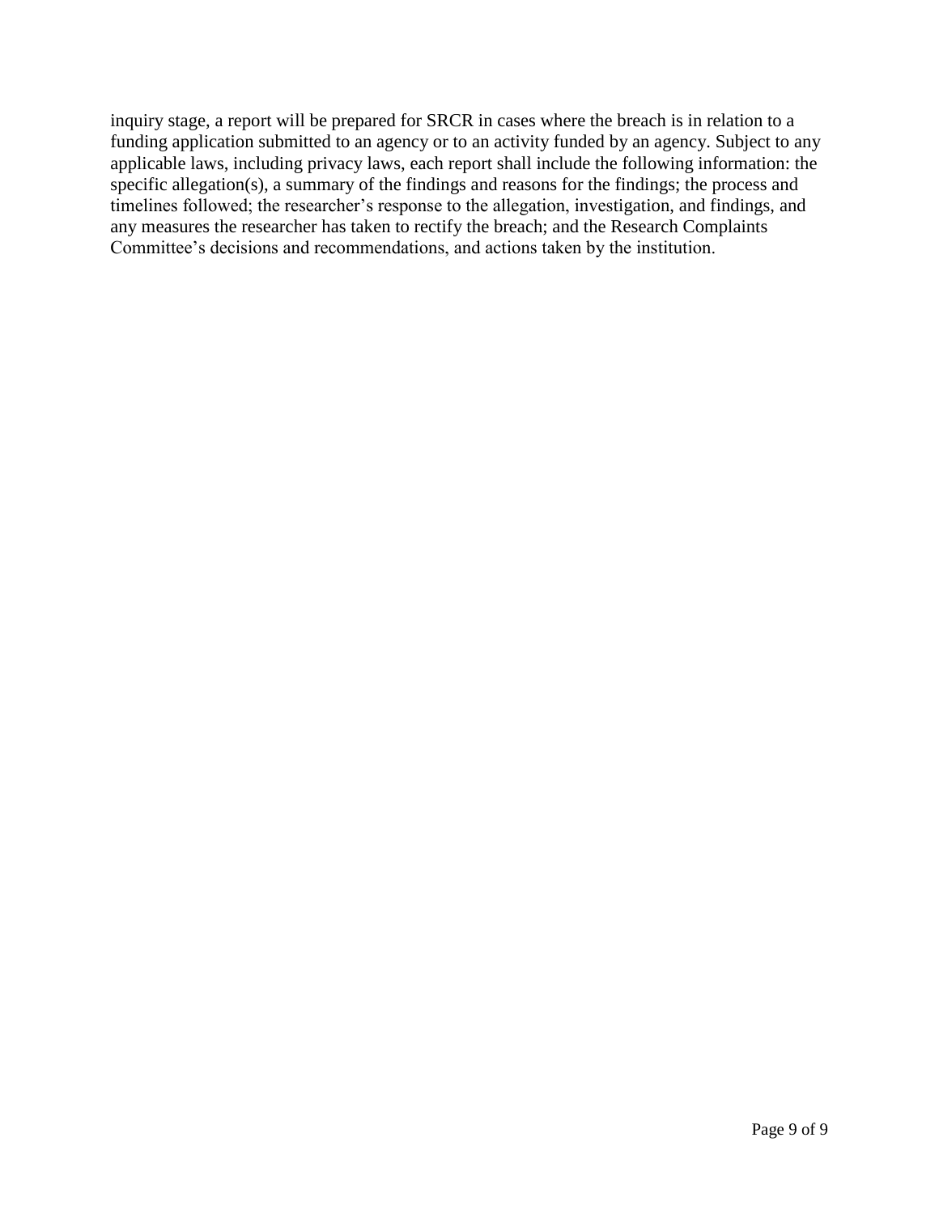inquiry stage, a report will be prepared for SRCR in cases where the breach is in relation to a funding application submitted to an agency or to an activity funded by an agency. Subject to any applicable laws, including privacy laws, each report shall include the following information: the specific allegation(s), a summary of the findings and reasons for the findings; the process and timelines followed; the researcher's response to the allegation, investigation, and findings, and any measures the researcher has taken to rectify the breach; and the Research Complaints Committee's decisions and recommendations, and actions taken by the institution.